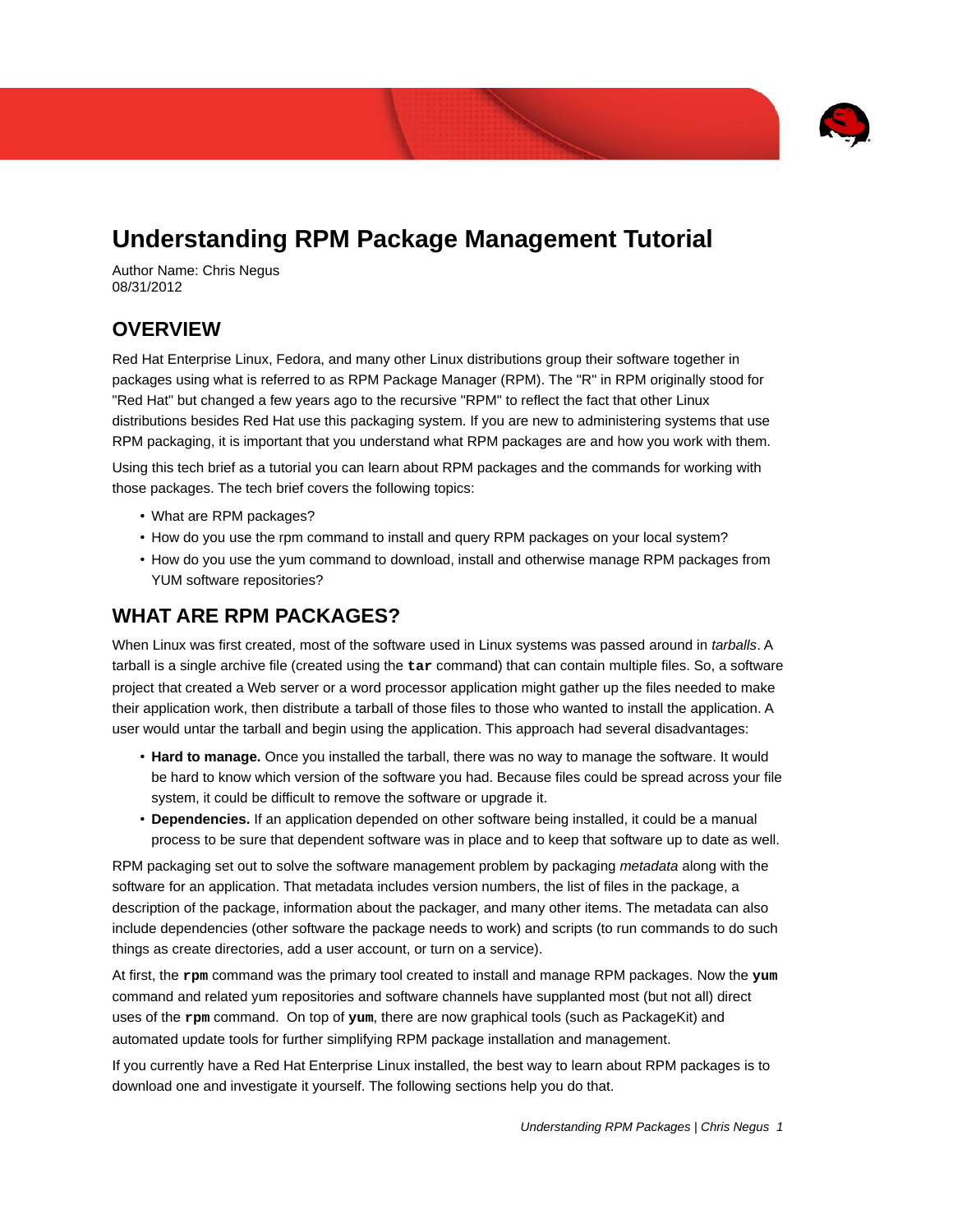# Understanding RPM Package Management Tutorial

Author Name: Chris Negus
08/31/2012

## OVERVIEW

Red Hat Enterprise Linux, Fedora, and many other Linux distributions group their software together in packages using what is referred to as RPM Package Manager (RPM). The "R" in RPM originally stood for "Red Hat" but changed a few years ago to the recursive "RPM" to reflect the fact that other Linux distributions besides Red Hat use this packaging system. If you are new to administering systems that use RPM packaging, it is important that you understand what RPM packages are and how you work with them.

Using this tech brief as a tutorial you can learn about RPM packages and the commands for working with those packages. The tech brief covers the following topics:

- What are RPM packages?
- How do you use the rpm command to install and query RPM packages on your local system?
- How do you use the yum command to download, install and otherwise manage RPM packages from YUM software repositories?

## WHAT ARE RPM PACKAGES?

When Linux was first created, most of the software used in Linux systems was passed around in *tarballs*. A tarball is a single archive file (created using the **`tar`** command) that can contain multiple files. So, a software project that created a Web server or a word processor application might gather up the files needed to make their application work, then distribute a tarball of those files to those who wanted to install the application. A user would untar the tarball and begin using the application. This approach had several disadvantages:

- **Hard to manage.** Once you installed the tarball, there was no way to manage the software. It would be hard to know which version of the software you had. Because files could be spread across your file system, it could be difficult to remove the software or upgrade it.
- **Dependencies.** If an application depended on other software being installed, it could be a manual process to be sure that dependent software was in place and to keep that software up to date as well.

RPM packaging set out to solve the software management problem by packaging *metadata* along with the software for an application. That metadata includes version numbers, the list of files in the package, a description of the package, information about the packager, and many other items. The metadata can also include dependencies (other software the package needs to work) and scripts (to run commands to do such things as create directories, add a user account, or turn on a service).

At first, the **`rpm`** command was the primary tool created to install and manage RPM packages. Now the **`yum`** command and related yum repositories and software channels have supplanted most (but not all) direct uses of the **`rpm`** command. On top of **`yum`**, there are now graphical tools (such as PackageKit) and automated update tools for further simplifying RPM package installation and management.

If you currently have a Red Hat Enterprise Linux installed, the best way to learn about RPM packages is to download one and investigate it yourself. The following sections help you do that.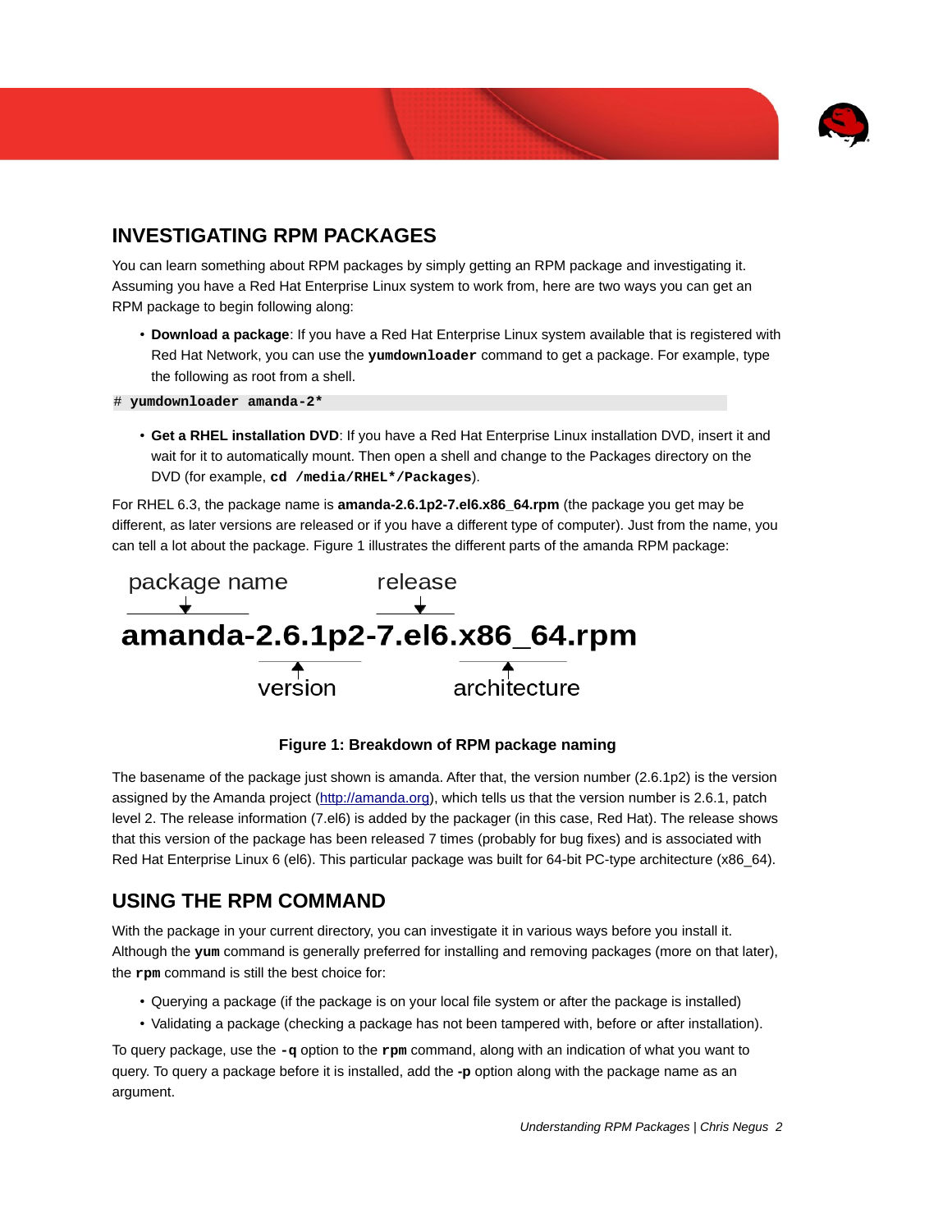## INVESTIGATING RPM PACKAGES

You can learn something about RPM packages by simply getting an RPM package and investigating it. Assuming you have a Red Hat Enterprise Linux system to work from, here are two ways you can get an RPM package to begin following along:

- **Download a package**: If you have a Red Hat Enterprise Linux system available that is registered with Red Hat Network, you can use the **`yumdownloader`** command to get a package. For example, type the following as root from a shell.

```
# yumdownloader amanda-2*
```

- **Get a RHEL installation DVD**: If you have a Red Hat Enterprise Linux installation DVD, insert it and wait for it to automatically mount. Then open a shell and change to the Packages directory on the DVD (for example, **`cd /media/RHEL*/Packages`**).

For RHEL 6.3, the package name is **amanda-2.6.1p2-7.el6.x86_64.rpm** (the package you get may be different, as later versions are released or if you have a different type of computer). Just from the name, you can tell a lot about the package. Figure 1 illustrates the different parts of the amanda RPM package:

```
package name         release
     ↓                  ↓
amanda-2.6.1p2-7.el6.x86_64.rpm
          ↑                ↑
       version        architecture
```

**Figure 1: Breakdown of RPM package naming**

The basename of the package just shown is amanda. After that, the version number (2.6.1p2) is the version assigned by the Amanda project (http://amanda.org), which tells us that the version number is 2.6.1, patch level 2. The release information (7.el6) is added by the packager (in this case, Red Hat). The release shows that this version of the package has been released 7 times (probably for bug fixes) and is associated with Red Hat Enterprise Linux 6 (el6). This particular package was built for 64-bit PC-type architecture (x86_64).

## USING THE RPM COMMAND

With the package in your current directory, you can investigate it in various ways before you install it. Although the **`yum`** command is generally preferred for installing and removing packages (more on that later), the **`rpm`** command is still the best choice for:

- Querying a package (if the package is on your local file system or after the package is installed)
- Validating a package (checking a package has not been tampered with, before or after installation).

To query package, use the **`-q`** option to the **`rpm`** command, along with an indication of what you want to query. To query a package before it is installed, add the **-p** option along with the package name as an argument.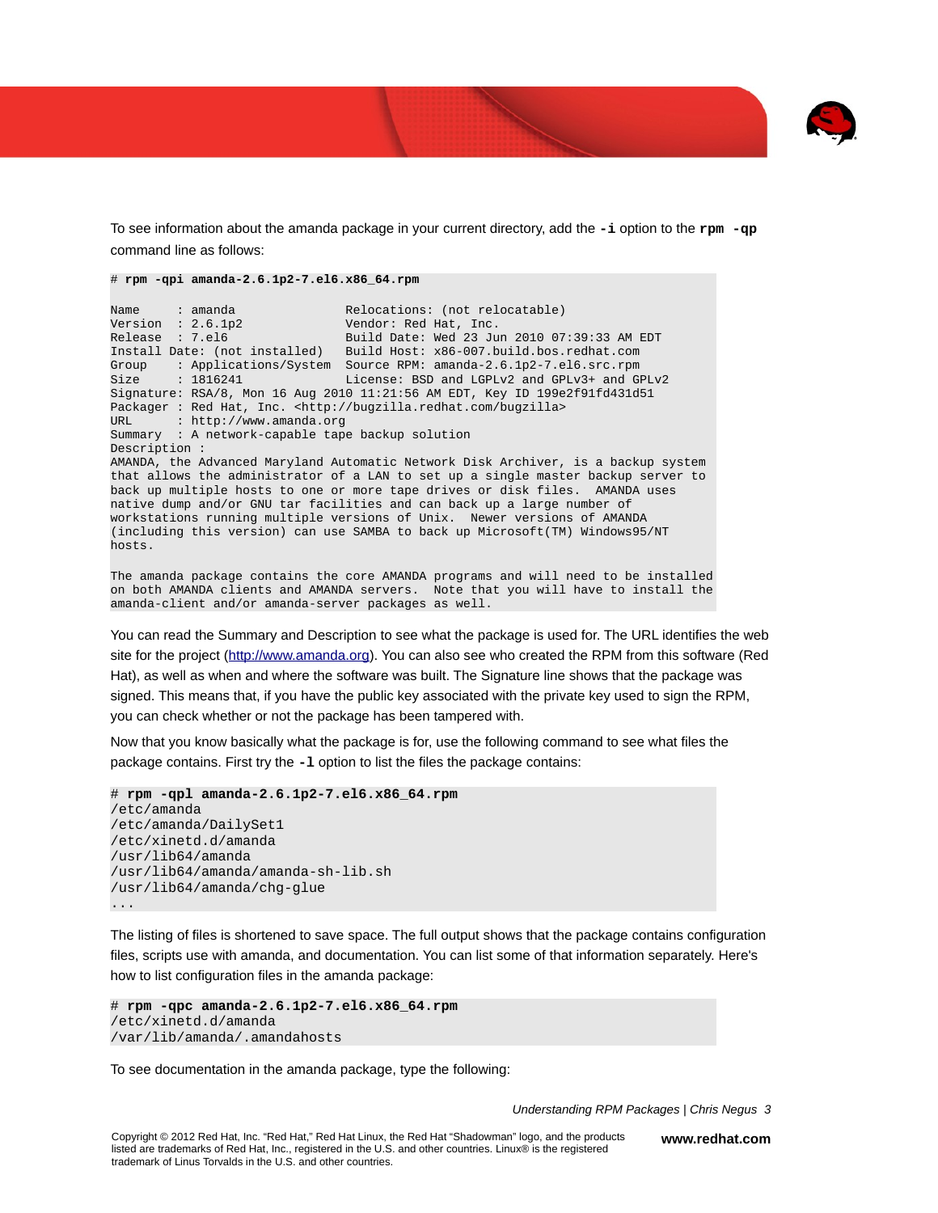To see information about the amanda package in your current directory, add the **-i** option to the **rpm -qp** command line as follows:

```
# rpm -qpi amanda-2.6.1p2-7.el6.x86_64.rpm

Name        : amanda                    Relocations: (not relocatable)
Version     : 2.6.1p2                   Vendor: Red Hat, Inc.
Release     : 7.el6                     Build Date: Wed 23 Jun 2010 07:39:33 AM EDT
Install Date: (not installed)           Build Host: x86-007.build.bos.redhat.com
Group       : Applications/System       Source RPM: amanda-2.6.1p2-7.el6.src.rpm
Size        : 1816241                   License: BSD and LGPLv2 and GPLv3+ and GPLv2
Signature: RSA/8, Mon 16 Aug 2010 11:21:56 AM EDT, Key ID 199e2f91fd431d51
Packager : Red Hat, Inc. <http://bugzilla.redhat.com/bugzilla>
URL         : http://www.amanda.org
Summary     : A network-capable tape backup solution
Description :
AMANDA, the Advanced Maryland Automatic Network Disk Archiver, is a backup system
that allows the administrator of a LAN to set up a single master backup server to
back up multiple hosts to one or more tape drives or disk files.  AMANDA uses
native dump and/or GNU tar facilities and can back up a large number of
workstations running multiple versions of Unix.  Newer versions of AMANDA
(including this version) can use SAMBA to back up Microsoft(TM) Windows95/NT
hosts.

The amanda package contains the core AMANDA programs and will need to be installed
on both AMANDA clients and AMANDA servers.  Note that you will have to install the
amanda-client and/or amanda-server packages as well.
```

You can read the Summary and Description to see what the package is used for. The URL identifies the web site for the project (http://www.amanda.org). You can also see who created the RPM from this software (Red Hat), as well as when and where the software was built. The Signature line shows that the package was signed. This means that, if you have the public key associated with the private key used to sign the RPM, you can check whether or not the package has been tampered with.

Now that you know basically what the package is for, use the following command to see what files the package contains. First try the **-l** option to list the files the package contains:

```
# rpm -qpl amanda-2.6.1p2-7.el6.x86_64.rpm
/etc/amanda
/etc/amanda/DailySet1
/etc/xinetd.d/amanda
/usr/lib64/amanda
/usr/lib64/amanda/amanda-sh-lib.sh
/usr/lib64/amanda/chg-glue
...
```

The listing of files is shortened to save space. The full output shows that the package contains configuration files, scripts use with amanda, and documentation. You can list some of that information separately. Here's how to list configuration files in the amanda package:

```
# rpm -qpc amanda-2.6.1p2-7.el6.x86_64.rpm
/etc/xinetd.d/amanda
/var/lib/amanda/.amandahosts
```

To see documentation in the amanda package, type the following: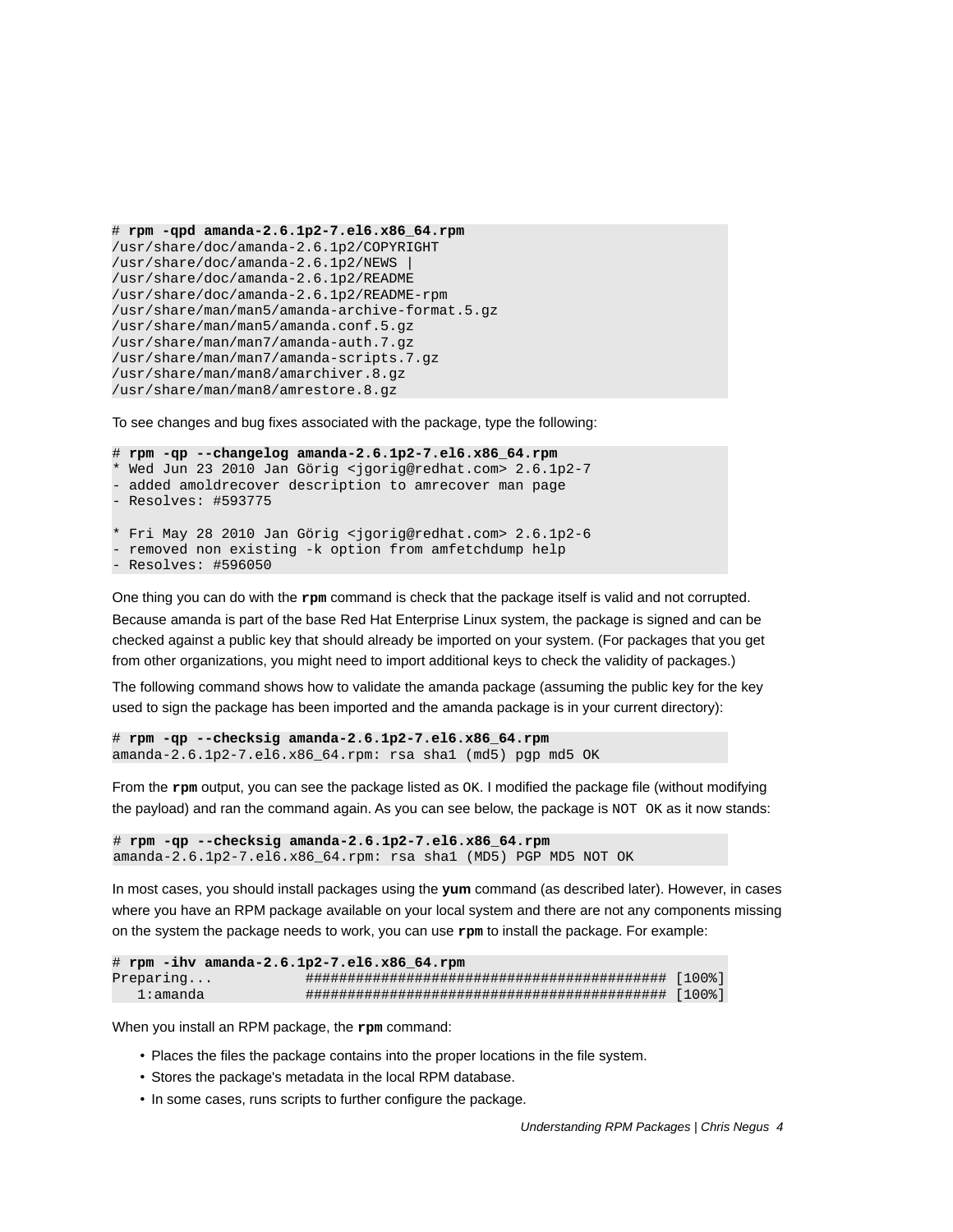```
# rpm -qpd amanda-2.6.1p2-7.el6.x86_64.rpm
/usr/share/doc/amanda-2.6.1p2/COPYRIGHT
/usr/share/doc/amanda-2.6.1p2/NEWS |
/usr/share/doc/amanda-2.6.1p2/README
/usr/share/doc/amanda-2.6.1p2/README-rpm
/usr/share/man/man5/amanda-archive-format.5.gz
/usr/share/man/man5/amanda.conf.5.gz
/usr/share/man/man7/amanda-auth.7.gz
/usr/share/man/man7/amanda-scripts.7.gz
/usr/share/man/man8/amarchiver.8.gz
/usr/share/man/man8/amrestore.8.gz
```

To see changes and bug fixes associated with the package, type the following:

```
# rpm -qp --changelog amanda-2.6.1p2-7.el6.x86_64.rpm
* Wed Jun 23 2010 Jan Görig <jgorig@redhat.com> 2.6.1p2-7
- added amoldrecover description to amrecover man page
- Resolves: #593775

* Fri May 28 2010 Jan Görig <jgorig@redhat.com> 2.6.1p2-6
- removed non existing -k option from amfetchdump help
- Resolves: #596050
```

One thing you can do with the **rpm** command is check that the package itself is valid and not corrupted. Because amanda is part of the base Red Hat Enterprise Linux system, the package is signed and can be checked against a public key that should already be imported on your system. (For packages that you get from other organizations, you might need to import additional keys to check the validity of packages.)

The following command shows how to validate the amanda package (assuming the public key for the key used to sign the package has been imported and the amanda package is in your current directory):

```
# rpm -qp --checksig amanda-2.6.1p2-7.el6.x86_64.rpm
amanda-2.6.1p2-7.el6.x86_64.rpm: rsa sha1 (md5) pgp md5 OK
```

From the **rpm** output, you can see the package listed as `OK`. I modified the package file (without modifying the payload) and ran the command again. As you can see below, the package is `NOT OK` as it now stands:

```
# rpm -qp --checksig amanda-2.6.1p2-7.el6.x86_64.rpm
amanda-2.6.1p2-7.el6.x86_64.rpm: rsa sha1 (MD5) PGP MD5 NOT OK
```

In most cases, you should install packages using the **yum** command (as described later). However, in cases where you have an RPM package available on your local system and there are not any components missing on the system the package needs to work, you can use **rpm** to install the package. For example:

```
# rpm -ihv amanda-2.6.1p2-7.el6.x86_64.rpm
Preparing...            ########################################### [100%]
   1:amanda             ########################################### [100%]
```

When you install an RPM package, the **rpm** command:

- Places the files the package contains into the proper locations in the file system.
- Stores the package's metadata in the local RPM database.
- In some cases, runs scripts to further configure the package.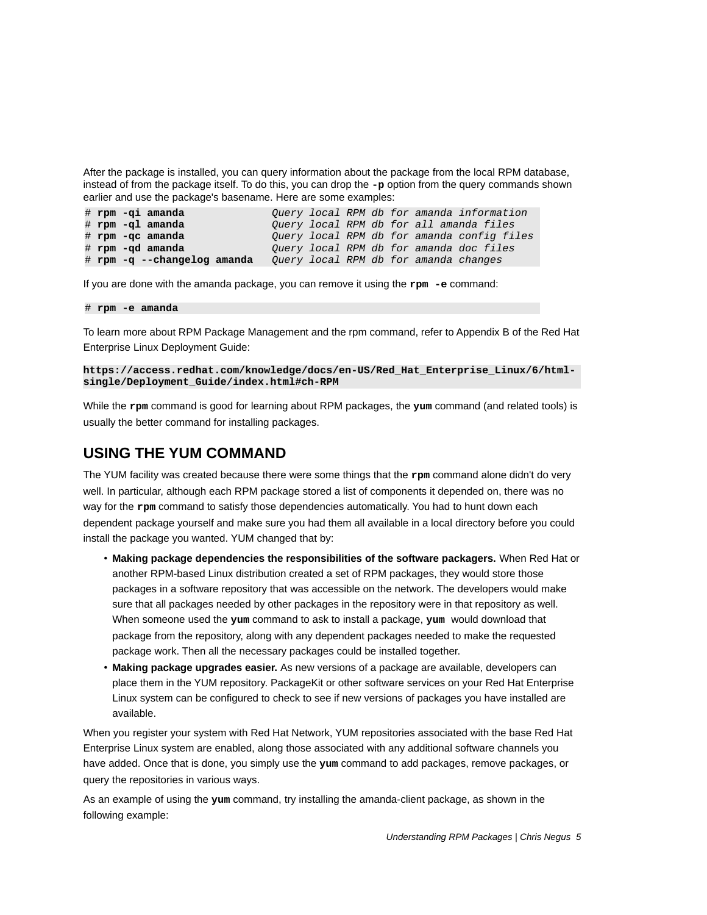After the package is installed, you can query information about the package from the local RPM database, instead of from the package itself. To do this, you can drop the **-p** option from the query commands shown earlier and use the package's basename. Here are some examples:

```
# rpm -qi amanda              Query local RPM db for amanda information
# rpm -ql amanda              Query local RPM db for all amanda files
# rpm -qc amanda              Query local RPM db for amanda config files
# rpm -qd amanda              Query local RPM db for amanda doc files
# rpm -q --changelog amanda   Query local RPM db for amanda changes
```

If you are done with the amanda package, you can remove it using the **rpm -e** command:

```
# rpm -e amanda
```

To learn more about RPM Package Management and the rpm command, refer to Appendix B of the Red Hat Enterprise Linux Deployment Guide:

```
https://access.redhat.com/knowledge/docs/en-US/Red_Hat_Enterprise_Linux/6/html-single/Deployment_Guide/index.html#ch-RPM
```

While the **rpm** command is good for learning about RPM packages, the **yum** command (and related tools) is usually the better command for installing packages.

## USING THE YUM COMMAND

The YUM facility was created because there were some things that the **rpm** command alone didn't do very well. In particular, although each RPM package stored a list of components it depended on, there was no way for the **rpm** command to satisfy those dependencies automatically. You had to hunt down each dependent package yourself and make sure you had them all available in a local directory before you could install the package you wanted. YUM changed that by:

- **Making package dependencies the responsibilities of the software packagers.** When Red Hat or another RPM-based Linux distribution created a set of RPM packages, they would store those packages in a software repository that was accessible on the network. The developers would make sure that all packages needed by other packages in the repository were in that repository as well. When someone used the **yum** command to ask to install a package, **yum** would download that package from the repository, along with any dependent packages needed to make the requested package work. Then all the necessary packages could be installed together.
- **Making package upgrades easier.** As new versions of a package are available, developers can place them in the YUM repository. PackageKit or other software services on your Red Hat Enterprise Linux system can be configured to check to see if new versions of packages you have installed are available.

When you register your system with Red Hat Network, YUM repositories associated with the base Red Hat Enterprise Linux system are enabled, along those associated with any additional software channels you have added. Once that is done, you simply use the **yum** command to add packages, remove packages, or query the repositories in various ways.

As an example of using the **yum** command, try installing the amanda-client package, as shown in the following example: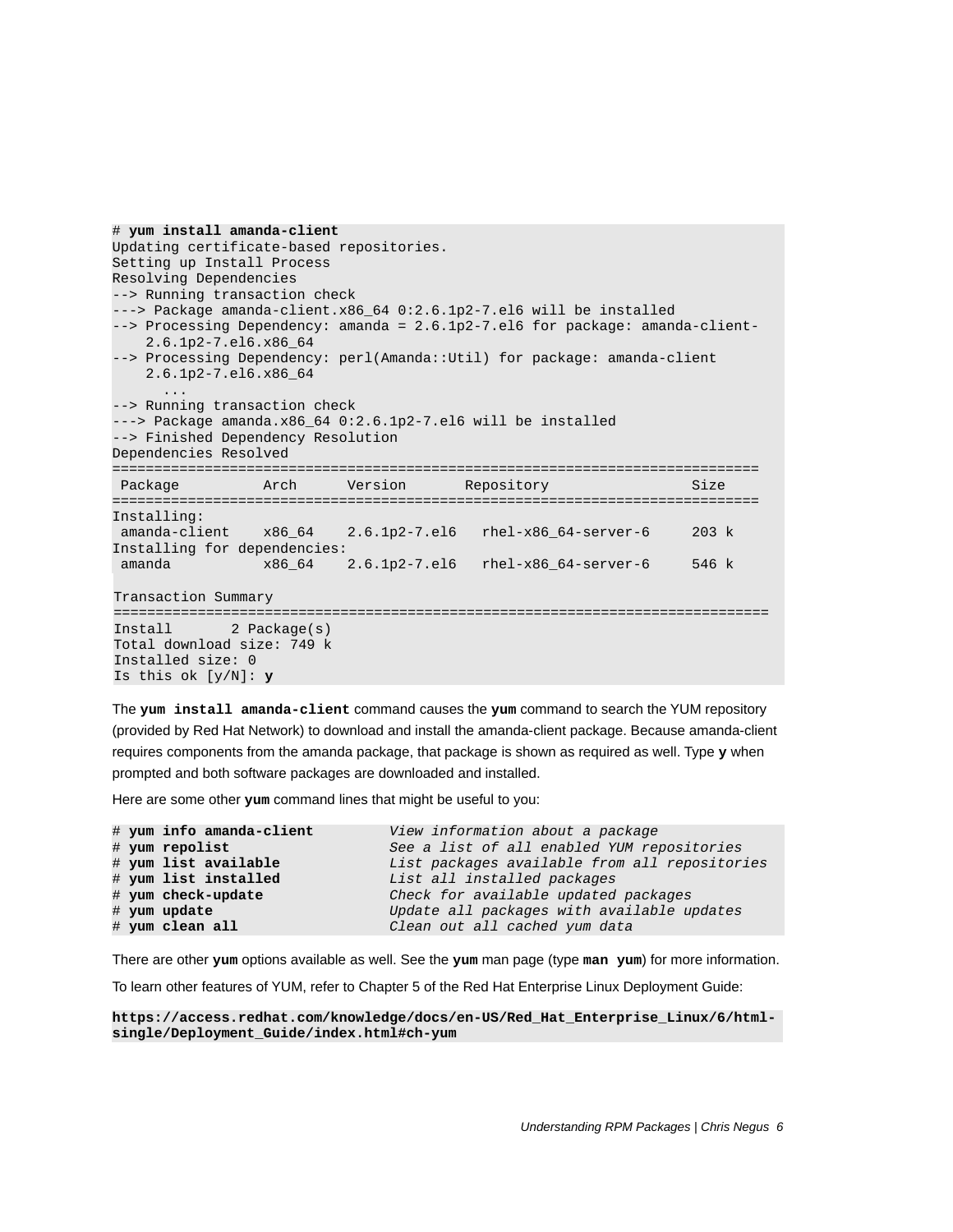```
# yum install amanda-client
Updating certificate-based repositories.
Setting up Install Process
Resolving Dependencies
--> Running transaction check
---> Package amanda-client.x86_64 0:2.6.1p2-7.el6 will be installed
--> Processing Dependency: amanda = 2.6.1p2-7.el6 for package: amanda-client-
    2.6.1p2-7.el6.x86_64
--> Processing Dependency: perl(Amanda::Util) for package: amanda-client
    2.6.1p2-7.el6.x86_64
      ...
--> Running transaction check
---> Package amanda.x86_64 0:2.6.1p2-7.el6 will be installed
--> Finished Dependency Resolution
Dependencies Resolved
=============================================================================
 Package          Arch      Version       Repository                 Size
=============================================================================
Installing:
 amanda-client    x86_64    2.6.1p2-7.el6   rhel-x86_64-server-6     203 k
Installing for dependencies:
 amanda           x86_64    2.6.1p2-7.el6   rhel-x86_64-server-6     546 k

Transaction Summary
=============================================================================
Install       2 Package(s)
Total download size: 749 k
Installed size: 0
Is this ok [y/N]: y
```

The **yum install amanda-client** command causes the **yum** command to search the YUM repository (provided by Red Hat Network) to download and install the amanda-client package. Because amanda-client requires components from the amanda package, that package is shown as required as well. Type **y** when prompted and both software packages are downloaded and installed.

Here are some other **yum** command lines that might be useful to you:

```
# yum info amanda-client          View information about a package
# yum repolist                    See a list of all enabled YUM repositories
# yum list available              List packages available from all repositories
# yum list installed              List all installed packages
# yum check-update                Check for available updated packages
# yum update                      Update all packages with available updates
# yum clean all                   Clean out all cached yum data
```

There are other **yum** options available as well. See the **yum** man page (type **man yum**) for more information.

To learn other features of YUM, refer to Chapter 5 of the Red Hat Enterprise Linux Deployment Guide:

**https://access.redhat.com/knowledge/docs/en-US/Red_Hat_Enterprise_Linux/6/html-single/Deployment_Guide/index.html#ch-yum**